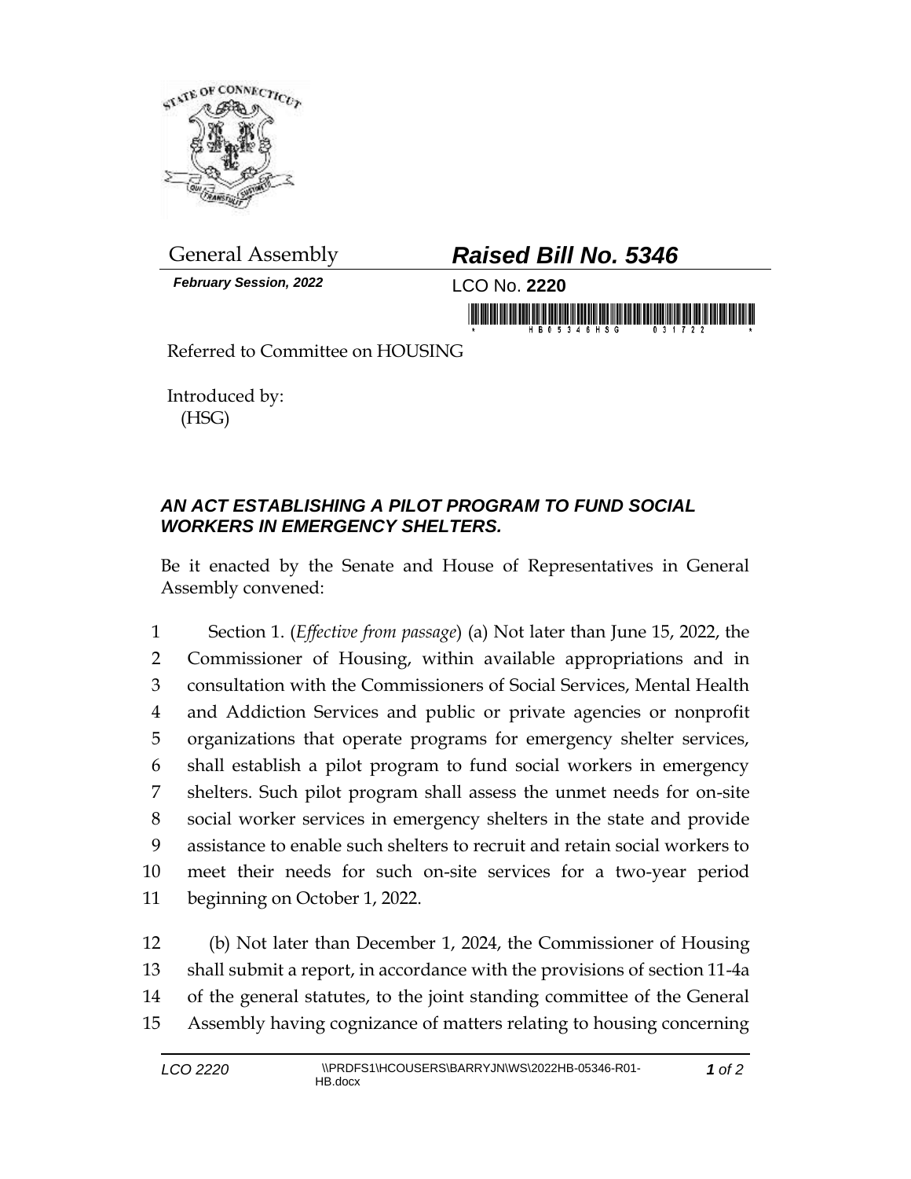General Assembly

***Raised Bill No. 5346***

***February Session, 2022***

LCO No. **2220**

Referred to Committee on HOUSING

Introduced by:
(HSG)

## *AN ACT ESTABLISHING A PILOT PROGRAM TO FUND SOCIAL WORKERS IN EMERGENCY SHELTERS.*

Be it enacted by the Senate and House of Representatives in General Assembly convened:

1 Section 1. (*Effective from passage*) (a) Not later than June 15, 2022, the
2 Commissioner of Housing, within available appropriations and in
3 consultation with the Commissioners of Social Services, Mental Health
4 and Addiction Services and public or private agencies or nonprofit
5 organizations that operate programs for emergency shelter services,
6 shall establish a pilot program to fund social workers in emergency
7 shelters. Such pilot program shall assess the unmet needs for on-site
8 social worker services in emergency shelters in the state and provide
9 assistance to enable such shelters to recruit and retain social workers to
10 meet their needs for such on-site services for a two-year period
11 beginning on October 1, 2022.

12 (b) Not later than December 1, 2024, the Commissioner of Housing
13 shall submit a report, in accordance with the provisions of section 11-4a
14 of the general statutes, to the joint standing committee of the General
15 Assembly having cognizance of matters relating to housing concerning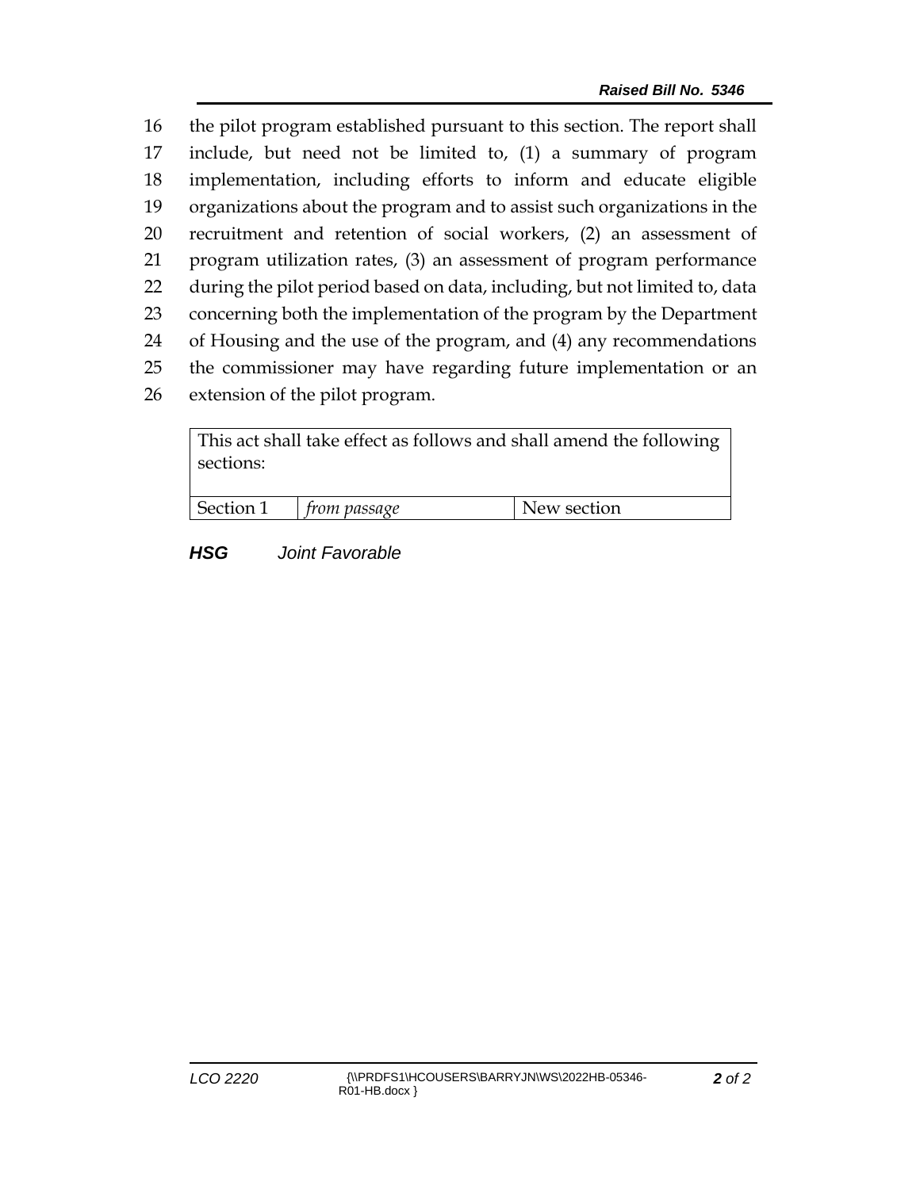16 the pilot program established pursuant to this section. The report shall
17 include, but need not be limited to, (1) a summary of program
18 implementation, including efforts to inform and educate eligible
19 organizations about the program and to assist such organizations in the
20 recruitment and retention of social workers, (2) an assessment of
21 program utilization rates, (3) an assessment of program performance
22 during the pilot period based on data, including, but not limited to, data
23 concerning both the implementation of the program by the Department
24 of Housing and the use of the program, and (4) any recommendations
25 the commissioner may have regarding future implementation or an
26 extension of the pilot program.

| This act shall take effect as follows and shall amend the following sections: | | |
|---|---|---|
| Section 1 | *from passage* | New section |

***HSG*** *Joint Favorable*